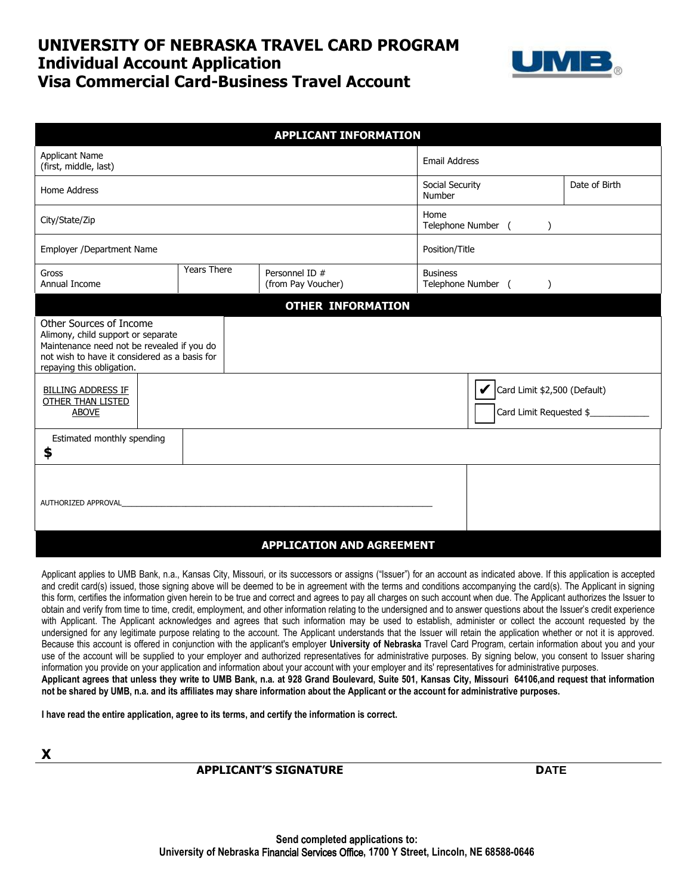# UNIVERSITY OF NEBRASKA TRAVEL CARD PROGRAM
## Individual Account Application
## Visa Commercial Card-Business Travel Account

UMB®

### APPLICANT INFORMATION

| | | | |
|---|---|---|---|
| Applicant Name (first, middle, last) | | Email Address | |
| Home Address | | Social Security Number | Date of Birth |
| City/State/Zip | | Home Telephone Number ( ) | |
| Employer /Department Name | | Position/Title | |
| Gross Annual Income | Years There | Personnel ID # (from Pay Voucher) | Business Telephone Number ( ) |

### OTHER INFORMATION

| | |
|---|---|
| Other Sources of Income<br>Alimony, child support or separate Maintenance need not be revealed if you do not wish to have it considered as a basis for repaying this obligation. | |
| BILLING ADDRESS IF OTHER THAN LISTED ABOVE | ☑ Card Limit $2,500 (Default)<br>☐ Card Limit Requested $____________ |
| Estimated monthly spending<br>$ | |

AUTHORIZED APPROVAL_______________________________________________________________

### APPLICATION AND AGREEMENT

Applicant applies to UMB Bank, n.a., Kansas City, Missouri, or its successors or assigns ("Issuer") for an account as indicated above. If this application is accepted and credit card(s) issued, those signing above will be deemed to be in agreement with the terms and conditions accompanying the card(s). The Applicant in signing this form, certifies the information given herein to be true and correct and agrees to pay all charges on such account when due. The Applicant authorizes the Issuer to obtain and verify from time to time, credit, employment, and other information relating to the undersigned and to answer questions about the Issuer's credit experience with Applicant. The Applicant acknowledges and agrees that such information may be used to establish, administer or collect the account requested by the undersigned for any legitimate purpose relating to the account. The Applicant understands that the Issuer will retain the application whether or not it is approved. Because this account is offered in conjunction with the applicant's employer **University of Nebraska** Travel Card Program, certain information about you and your use of the account will be supplied to your employer and authorized representatives for administrative purposes. By signing below, you consent to Issuer sharing information you provide on your application and information about your account with your employer and its' representatives for administrative purposes.
**Applicant agrees that unless they write to UMB Bank, n.a. at 928 Grand Boulevard, Suite 501, Kansas City, Missouri 64106,and request that information not be shared by UMB, n.a. and its affiliates may share information about the Applicant or the account for administrative purposes.**

**I have read the entire application, agree to its terms, and certify the information is correct.**

**X**

**APPLICANT'S SIGNATURE** **DATE**

**Send completed applications to:**
**University of Nebraska Financial Services Office, 1700 Y Street, Lincoln, NE 68588-0646**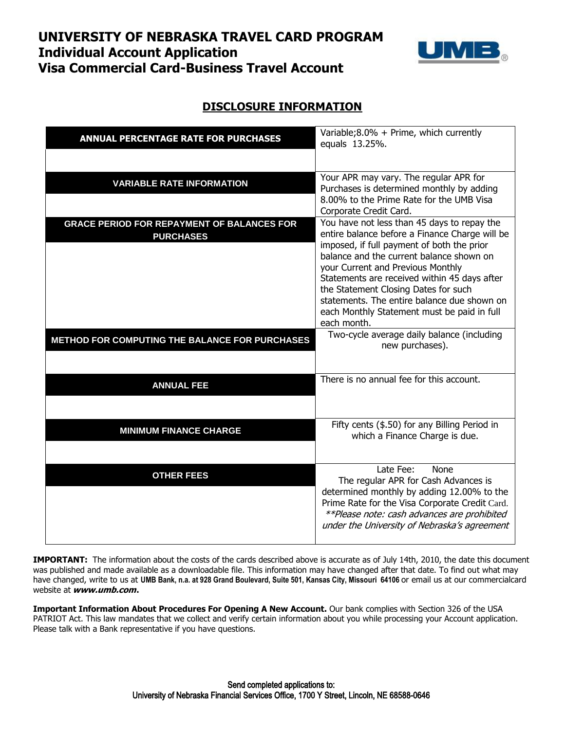# UNIVERSITY OF NEBRASKA TRAVEL CARD PROGRAM
# Individual Account Application
# Visa Commercial Card-Business Travel Account

## DISCLOSURE INFORMATION

| | |
|---|---|
| **ANNUAL PERCENTAGE RATE FOR PURCHASES** | Variable;8.0% + Prime, which currently equals 13.25%. |
| **VARIABLE RATE INFORMATION** | Your APR may vary. The regular APR for Purchases is determined monthly by adding 8.00% to the Prime Rate for the UMB Visa Corporate Credit Card. |
| **GRACE PERIOD FOR REPAYMENT OF BALANCES FOR PURCHASES** | You have not less than 45 days to repay the entire balance before a Finance Charge will be imposed, if full payment of both the prior balance and the current balance shown on your Current and Previous Monthly Statements are received within 45 days after the Statement Closing Dates for such statements. The entire balance due shown on each Monthly Statement must be paid in full each month. |
| **METHOD FOR COMPUTING THE BALANCE FOR PURCHASES** | Two-cycle average daily balance (including new purchases). |
| **ANNUAL FEE** | There is no annual fee for this account. |
| **MINIMUM FINANCE CHARGE** | Fifty cents ($.50) for any Billing Period in which a Finance Charge is due. |
| **OTHER FEES** | Late Fee: None<br>The regular APR for Cash Advances is determined monthly by adding 12.00% to the Prime Rate for the Visa Corporate Credit Card.<br>*\*\*Please note: cash advances are prohibited under the University of Nebraska's agreement* |

**IMPORTANT:** The information about the costs of the cards described above is accurate as of July 14th, 2010, the date this document was published and made available as a downloadable file. This information may have changed after that date. To find out what may have changed, write to us at **UMB Bank, n.a. at 928 Grand Boulevard, Suite 501, Kansas City, Missouri 64106** or email us at our commercialcard website at ***www.umb.com*.**

**Important Information About Procedures For Opening A New Account.** Our bank complies with Section 326 of the USA PATRIOT Act. This law mandates that we collect and verify certain information about you while processing your Account application. Please talk with a Bank representative if you have questions.

Send completed applications to:
University of Nebraska Financial Services Office, 1700 Y Street, Lincoln, NE 68588-0646